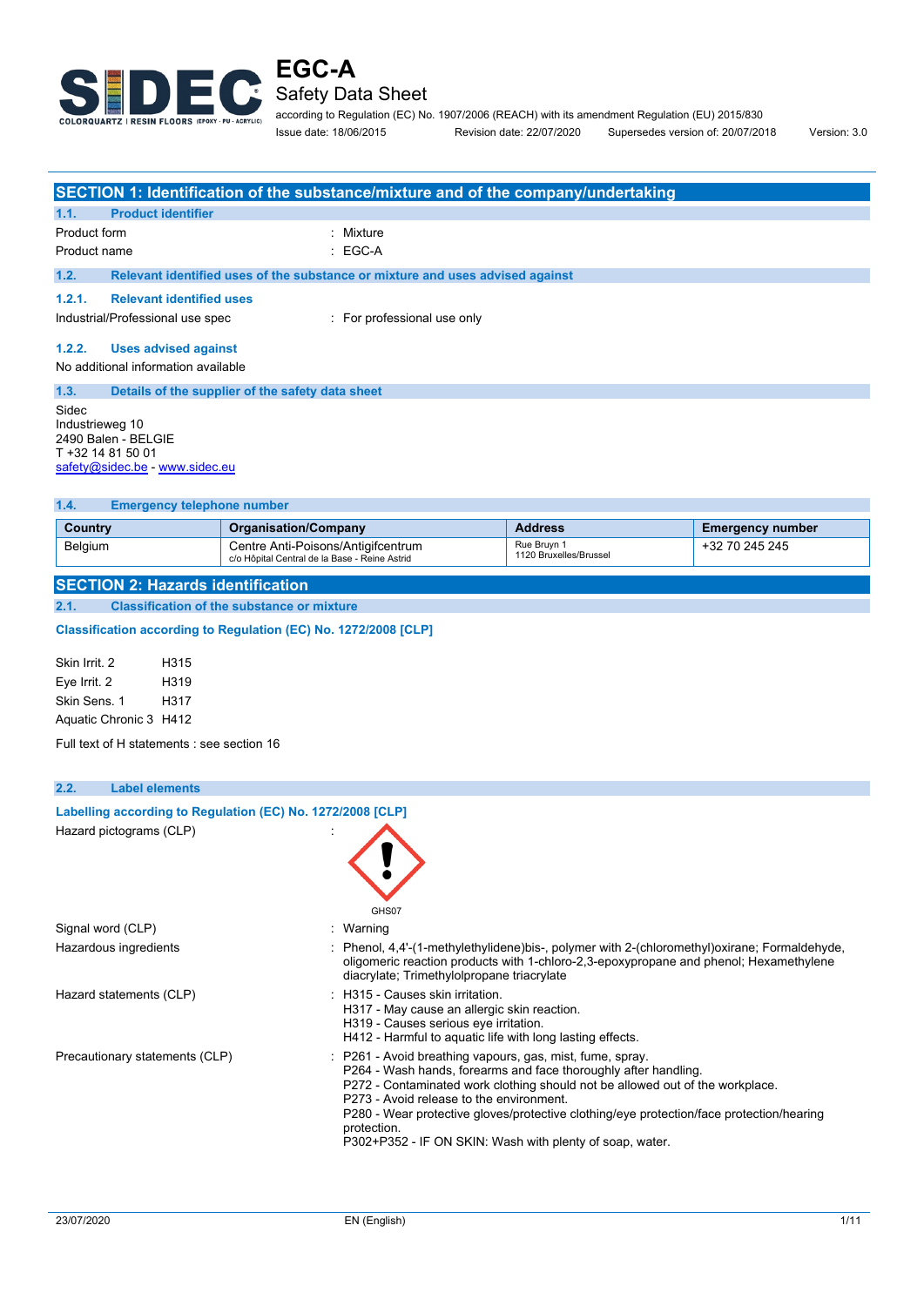# EGC-A

## Safety Data Sheet

according to Regulation (EC) No. 1907/2006 (REACH) with its amendment Regulation (EU) 2015/830

Issue date: 18/06/2015 Revision date: 22/07/2020 Supersedes version of: 20/07/2018 Version: 3.0

## SECTION 1: Identification of the substance/mixture and of the company/undertaking

### 1.1. Product identifier

Product form : Mixture

Product name : EGC-A

### 1.2. Relevant identified uses of the substance or mixture and uses advised against

#### 1.2.1. Relevant identified uses

Industrial/Professional use spec : For professional use only

#### 1.2.2. Uses advised against

No additional information available

### 1.3. Details of the supplier of the safety data sheet

Sidec
Industrieweg 10
2490 Balen - BELGIE
T +32 14 81 50 01
safety@sidec.be - www.sidec.eu

### 1.4. Emergency telephone number

| Country | Organisation/Company | Address | Emergency number |
|---|---|---|---|
| Belgium | Centre Anti-Poisons/Antigifcentrum<br>c/o Hôpital Central de la Base - Reine Astrid | Rue Bruyn 1<br>1120 Bruxelles/Brussel | +32 70 245 245 |

## SECTION 2: Hazards identification

### 2.1. Classification of the substance or mixture

**Classification according to Regulation (EC) No. 1272/2008 [CLP]**

Skin Irrit. 2 H315
Eye Irrit. 2 H319
Skin Sens. 1 H317
Aquatic Chronic 3 H412

Full text of H statements : see section 16

### 2.2. Label elements

**Labelling according to Regulation (EC) No. 1272/2008 [CLP]**

Hazard pictograms (CLP) :

GHS07

Signal word (CLP) : Warning

Hazardous ingredients : Phenol, 4,4'-(1-methylethylidene)bis-, polymer with 2-(chloromethyl)oxirane; Formaldehyde, oligomeric reaction products with 1-chloro-2,3-epoxypropane and phenol; Hexamethylene diacrylate; Trimethylolpropane triacrylate

Hazard statements (CLP) : H315 - Causes skin irritation.
H317 - May cause an allergic skin reaction.
H319 - Causes serious eye irritation.
H412 - Harmful to aquatic life with long lasting effects.

Precautionary statements (CLP) : P261 - Avoid breathing vapours, gas, mist, fume, spray.
P264 - Wash hands, forearms and face thoroughly after handling.
P272 - Contaminated work clothing should not be allowed out of the workplace.
P273 - Avoid release to the environment.
P280 - Wear protective gloves/protective clothing/eye protection/face protection/hearing protection.
P302+P352 - IF ON SKIN: Wash with plenty of soap, water.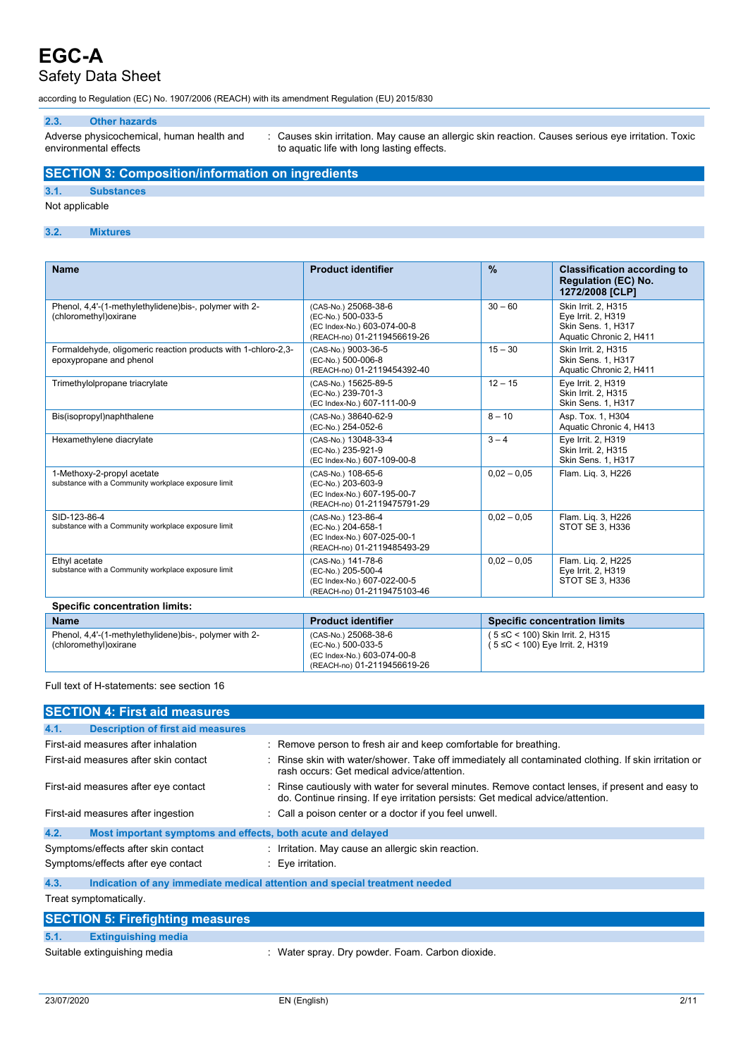### 2.3. Other hazards

Adverse physicochemical, human health and environmental effects : Causes skin irritation. May cause an allergic skin reaction. Causes serious eye irritation. Toxic to aquatic life with long lasting effects.

## SECTION 3: Composition/information on ingredients

### 3.1. Substances

Not applicable

### 3.2. Mixtures

| Name | Product identifier | % | Classification according to Regulation (EC) No. 1272/2008 [CLP] |
|---|---|---|---|
| Phenol, 4,4'-(1-methylethylidene)bis-, polymer with 2-(chloromethyl)oxirane | (CAS-No.) 25068-38-6<br>(EC-No.) 500-033-5<br>(EC Index-No.) 603-074-00-8<br>(REACH-no) 01-2119456619-26 | 30 – 60 | Skin Irrit. 2, H315<br>Eye Irrit. 2, H319<br>Skin Sens. 1, H317<br>Aquatic Chronic 2, H411 |
| Formaldehyde, oligomeric reaction products with 1-chloro-2,3-epoxypropane and phenol | (CAS-No.) 9003-36-5<br>(EC-No.) 500-006-8<br>(REACH-no) 01-2119454392-40 | 15 – 30 | Skin Irrit. 2, H315<br>Skin Sens. 1, H317<br>Aquatic Chronic 2, H411 |
| Trimethylolpropane triacrylate | (CAS-No.) 15625-89-5<br>(EC-No.) 239-701-3<br>(EC Index-No.) 607-111-00-9 | 12 – 15 | Eye Irrit. 2, H319<br>Skin Irrit. 2, H315<br>Skin Sens. 1, H317 |
| Bis(isopropyl)naphthalene | (CAS-No.) 38640-62-9<br>(EC-No.) 254-052-6 | 8 – 10 | Asp. Tox. 1, H304<br>Aquatic Chronic 4, H413 |
| Hexamethylene diacrylate | (CAS-No.) 13048-33-4<br>(EC-No.) 235-921-9<br>(EC Index-No.) 607-109-00-8 | 3 – 4 | Eye Irrit. 2, H319<br>Skin Irrit. 2, H315<br>Skin Sens. 1, H317 |
| 1-Methoxy-2-propyl acetate<br>substance with a Community workplace exposure limit | (CAS-No.) 108-65-6<br>(EC-No.) 203-603-9<br>(EC Index-No.) 607-195-00-7<br>(REACH-no) 01-2119475791-29 | 0,02 – 0,05 | Flam. Liq. 3, H226 |
| SID-123-86-4<br>substance with a Community workplace exposure limit | (CAS-No.) 123-86-4<br>(EC-No.) 204-658-1<br>(EC Index-No.) 607-025-00-1<br>(REACH-no) 01-2119485493-29 | 0,02 – 0,05 | Flam. Liq. 3, H226<br>STOT SE 3, H336 |
| Ethyl acetate<br>substance with a Community workplace exposure limit | (CAS-No.) 141-78-6<br>(EC-No.) 205-500-4<br>(EC Index-No.) 607-022-00-5<br>(REACH-no) 01-2119475103-46 | 0,02 – 0,05 | Flam. Liq. 2, H225<br>Eye Irrit. 2, H319<br>STOT SE 3, H336 |

**Specific concentration limits:**

| Name | Product identifier | Specific concentration limits |
|---|---|---|
| Phenol, 4,4'-(1-methylethylidene)bis-, polymer with 2-(chloromethyl)oxirane | (CAS-No.) 25068-38-6<br>(EC-No.) 500-033-5<br>(EC Index-No.) 603-074-00-8<br>(REACH-no) 01-2119456619-26 | ( 5 ≤C < 100) Skin Irrit. 2, H315<br>( 5 ≤C < 100) Eye Irrit. 2, H319 |

Full text of H-statements: see section 16

## SECTION 4: First aid measures

### 4.1. Description of first aid measures

First-aid measures after inhalation : Remove person to fresh air and keep comfortable for breathing.

First-aid measures after skin contact : Rinse skin with water/shower. Take off immediately all contaminated clothing. If skin irritation or rash occurs: Get medical advice/attention.

First-aid measures after eye contact : Rinse cautiously with water for several minutes. Remove contact lenses, if present and easy to do. Continue rinsing. If eye irritation persists: Get medical advice/attention.

First-aid measures after ingestion : Call a poison center or a doctor if you feel unwell.

### 4.2. Most important symptoms and effects, both acute and delayed

Symptoms/effects after skin contact : Irritation. May cause an allergic skin reaction.

Symptoms/effects after eye contact : Eye irritation.

### 4.3. Indication of any immediate medical attention and special treatment needed

Treat symptomatically.

## SECTION 5: Firefighting measures

### 5.1. Extinguishing media

Suitable extinguishing media : Water spray. Dry powder. Foam. Carbon dioxide.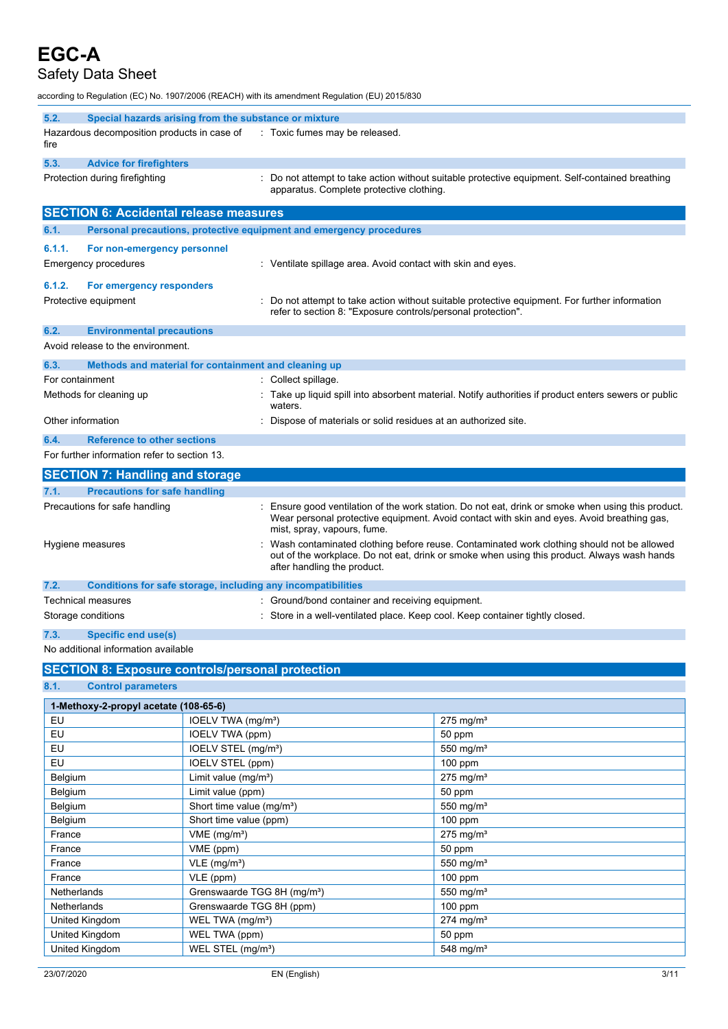### 5.2. Special hazards arising from the substance or mixture

Hazardous decomposition products in case of fire : Toxic fumes may be released.

### 5.3. Advice for firefighters

Protection during firefighting : Do not attempt to take action without suitable protective equipment. Self-contained breathing apparatus. Complete protective clothing.

## SECTION 6: Accidental release measures

### 6.1. Personal precautions, protective equipment and emergency procedures

#### 6.1.1. For non-emergency personnel

Emergency procedures : Ventilate spillage area. Avoid contact with skin and eyes.

#### 6.1.2. For emergency responders

Protective equipment : Do not attempt to take action without suitable protective equipment. For further information refer to section 8: "Exposure controls/personal protection".

### 6.2. Environmental precautions

Avoid release to the environment.

### 6.3. Methods and material for containment and cleaning up

For containment : Collect spillage.

Methods for cleaning up : Take up liquid spill into absorbent material. Notify authorities if product enters sewers or public waters.

Other information : Dispose of materials or solid residues at an authorized site.

### 6.4. Reference to other sections

For further information refer to section 13.

## SECTION 7: Handling and storage

### 7.1. Precautions for safe handling

Precautions for safe handling : Ensure good ventilation of the work station. Do not eat, drink or smoke when using this product. Wear personal protective equipment. Avoid contact with skin and eyes. Avoid breathing gas, mist, spray, vapours, fume.

Hygiene measures : Wash contaminated clothing before reuse. Contaminated work clothing should not be allowed out of the workplace. Do not eat, drink or smoke when using this product. Always wash hands after handling the product.

### 7.2. Conditions for safe storage, including any incompatibilities

Technical measures : Ground/bond container and receiving equipment.

Storage conditions : Store in a well-ventilated place. Keep cool. Keep container tightly closed.

### 7.3. Specific end use(s)

No additional information available

## SECTION 8: Exposure controls/personal protection

### 8.1. Control parameters

| 1-Methoxy-2-propyl acetate (108-65-6) | | |
|---|---|---|
| EU | IOELV TWA (mg/m³) | 275 mg/m³ |
| EU | IOELV TWA (ppm) | 50 ppm |
| EU | IOELV STEL (mg/m³) | 550 mg/m³ |
| EU | IOELV STEL (ppm) | 100 ppm |
| Belgium | Limit value (mg/m³) | 275 mg/m³ |
| Belgium | Limit value (ppm) | 50 ppm |
| Belgium | Short time value (mg/m³) | 550 mg/m³ |
| Belgium | Short time value (ppm) | 100 ppm |
| France | VME (mg/m³) | 275 mg/m³ |
| France | VME (ppm) | 50 ppm |
| France | VLE (mg/m³) | 550 mg/m³ |
| France | VLE (ppm) | 100 ppm |
| Netherlands | Grenswaarde TGG 8H (mg/m³) | 550 mg/m³ |
| Netherlands | Grenswaarde TGG 8H (ppm) | 100 ppm |
| United Kingdom | WEL TWA (mg/m³) | 274 mg/m³ |
| United Kingdom | WEL TWA (ppm) | 50 ppm |
| United Kingdom | WEL STEL (mg/m³) | 548 mg/m³ |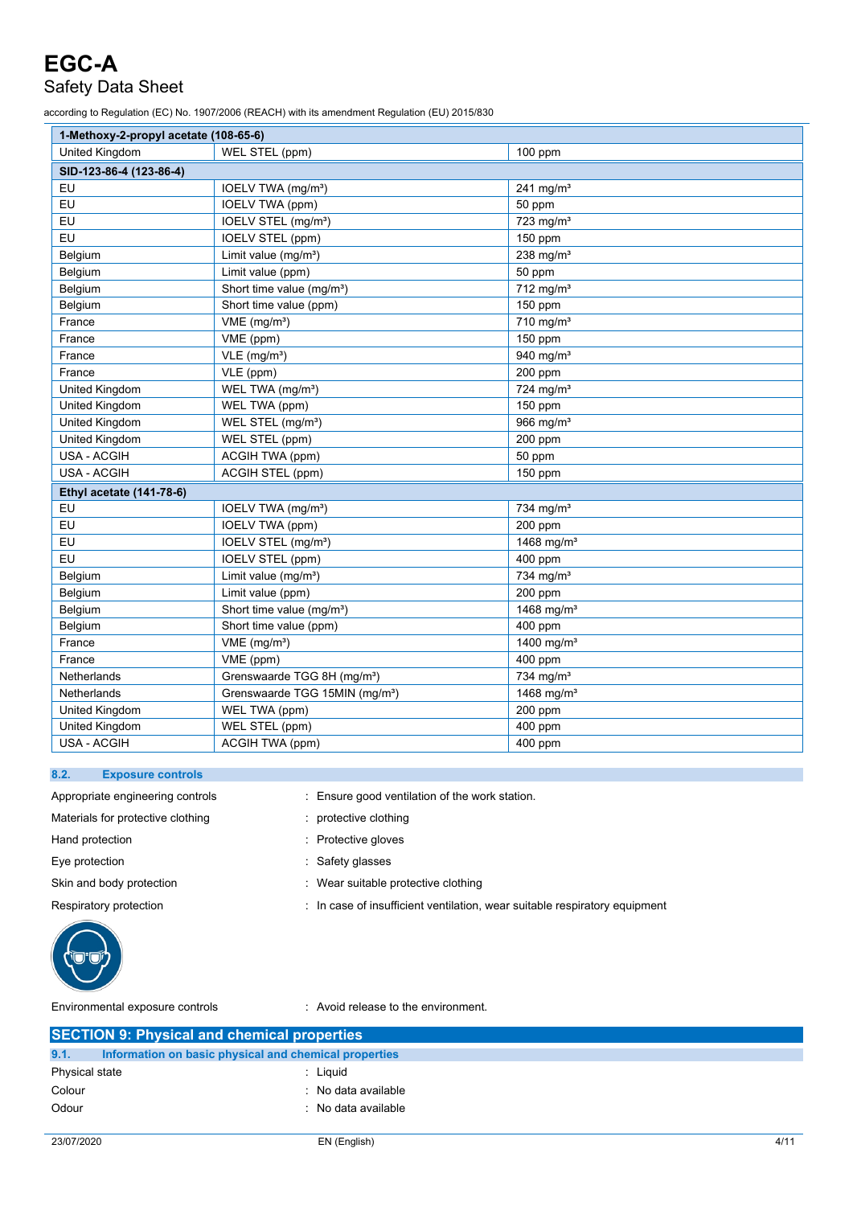| 1-Methoxy-2-propyl acetate (108-65-6) | | |
|---|---|---|
| United Kingdom | WEL STEL (ppm) | 100 ppm |
| **SID-123-86-4 (123-86-4)** | | |
| EU | IOELV TWA (mg/m³) | 241 mg/m³ |
| EU | IOELV TWA (ppm) | 50 ppm |
| EU | IOELV STEL (mg/m³) | 723 mg/m³ |
| EU | IOELV STEL (ppm) | 150 ppm |
| Belgium | Limit value (mg/m³) | 238 mg/m³ |
| Belgium | Limit value (ppm) | 50 ppm |
| Belgium | Short time value (mg/m³) | 712 mg/m³ |
| Belgium | Short time value (ppm) | 150 ppm |
| France | VME (mg/m³) | 710 mg/m³ |
| France | VME (ppm) | 150 ppm |
| France | VLE (mg/m³) | 940 mg/m³ |
| France | VLE (ppm) | 200 ppm |
| United Kingdom | WEL TWA (mg/m³) | 724 mg/m³ |
| United Kingdom | WEL TWA (ppm) | 150 ppm |
| United Kingdom | WEL STEL (mg/m³) | 966 mg/m³ |
| United Kingdom | WEL STEL (ppm) | 200 ppm |
| USA - ACGIH | ACGIH TWA (ppm) | 50 ppm |
| USA - ACGIH | ACGIH STEL (ppm) | 150 ppm |
| **Ethyl acetate (141-78-6)** | | |
| EU | IOELV TWA (mg/m³) | 734 mg/m³ |
| EU | IOELV TWA (ppm) | 200 ppm |
| EU | IOELV STEL (mg/m³) | 1468 mg/m³ |
| EU | IOELV STEL (ppm) | 400 ppm |
| Belgium | Limit value (mg/m³) | 734 mg/m³ |
| Belgium | Limit value (ppm) | 200 ppm |
| Belgium | Short time value (mg/m³) | 1468 mg/m³ |
| Belgium | Short time value (ppm) | 400 ppm |
| France | VME (mg/m³) | 1400 mg/m³ |
| France | VME (ppm) | 400 ppm |
| Netherlands | Grenswaarde TGG 8H (mg/m³) | 734 mg/m³ |
| Netherlands | Grenswaarde TGG 15MIN (mg/m³) | 1468 mg/m³ |
| United Kingdom | WEL TWA (ppm) | 200 ppm |
| United Kingdom | WEL STEL (ppm) | 400 ppm |
| USA - ACGIH | ACGIH TWA (ppm) | 400 ppm |

### 8.2. Exposure controls

Appropriate engineering controls : Ensure good ventilation of the work station.

Materials for protective clothing : protective clothing

Hand protection : Protective gloves

Eye protection : Safety glasses

Skin and body protection : Wear suitable protective clothing

Respiratory protection : In case of insufficient ventilation, wear suitable respiratory equipment

Environmental exposure controls : Avoid release to the environment.

## SECTION 9: Physical and chemical properties

### 9.1. Information on basic physical and chemical properties

Physical state : Liquid

Colour : No data available

Odour : No data available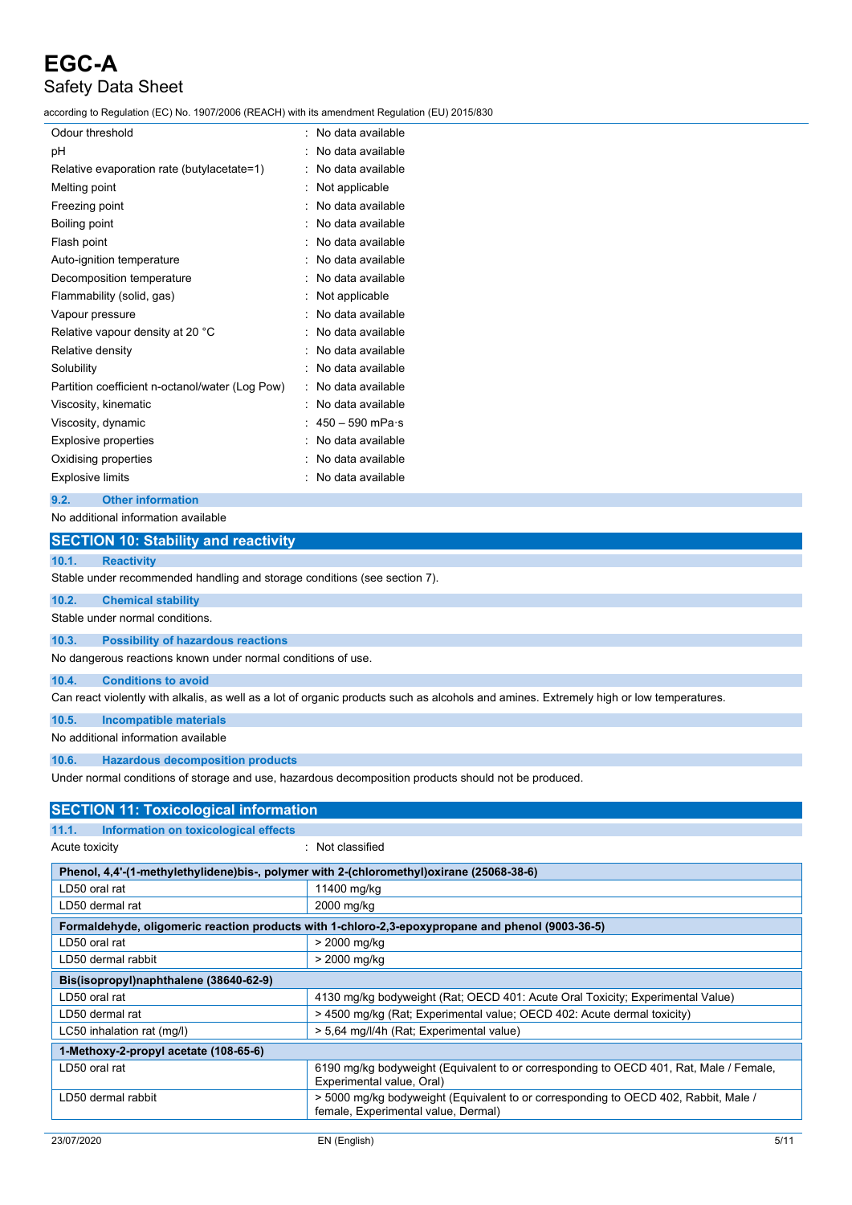| | |
|---|---|
| Odour threshold | : No data available |
| pH | : No data available |
| Relative evaporation rate (butylacetate=1) | : No data available |
| Melting point | : Not applicable |
| Freezing point | : No data available |
| Boiling point | : No data available |
| Flash point | : No data available |
| Auto-ignition temperature | : No data available |
| Decomposition temperature | : No data available |
| Flammability (solid, gas) | : Not applicable |
| Vapour pressure | : No data available |
| Relative vapour density at 20 °C | : No data available |
| Relative density | : No data available |
| Solubility | : No data available |
| Partition coefficient n-octanol/water (Log Pow) | : No data available |
| Viscosity, kinematic | : No data available |
| Viscosity, dynamic | : 450 – 590 mPa·s |
| Explosive properties | : No data available |
| Oxidising properties | : No data available |
| Explosive limits | : No data available |

### 9.2. Other information

No additional information available

## SECTION 10: Stability and reactivity

### 10.1. Reactivity

Stable under recommended handling and storage conditions (see section 7).

### 10.2. Chemical stability

Stable under normal conditions.

### 10.3. Possibility of hazardous reactions

No dangerous reactions known under normal conditions of use.

### 10.4. Conditions to avoid

Can react violently with alkalis, as well as a lot of organic products such as alcohols and amines. Extremely high or low temperatures.

### 10.5. Incompatible materials

No additional information available

### 10.6. Hazardous decomposition products

Under normal conditions of storage and use, hazardous decomposition products should not be produced.

## SECTION 11: Toxicological information

### 11.1. Information on toxicological effects

Acute toxicity : Not classified

| Phenol, 4,4'-(1-methylethylidene)bis-, polymer with 2-(chloromethyl)oxirane (25068-38-6) | |
|---|---|
| LD50 oral rat | 11400 mg/kg |
| LD50 dermal rat | 2000 mg/kg |
| **Formaldehyde, oligomeric reaction products with 1-chloro-2,3-epoxypropane and phenol (9003-36-5)** | |
| LD50 oral rat | > 2000 mg/kg |
| LD50 dermal rabbit | > 2000 mg/kg |
| **Bis(isopropyl)naphthalene (38640-62-9)** | |
| LD50 oral rat | 4130 mg/kg bodyweight (Rat; OECD 401: Acute Oral Toxicity; Experimental Value) |
| LD50 dermal rat | > 4500 mg/kg (Rat; Experimental value; OECD 402: Acute dermal toxicity) |
| LC50 inhalation rat (mg/l) | > 5,64 mg/l/4h (Rat; Experimental value) |
| **1-Methoxy-2-propyl acetate (108-65-6)** | |
| LD50 oral rat | 6190 mg/kg bodyweight (Equivalent to or corresponding to OECD 401, Rat, Male / Female, Experimental value, Oral) |
| LD50 dermal rabbit | > 5000 mg/kg bodyweight (Equivalent to or corresponding to OECD 402, Rabbit, Male / female, Experimental value, Dermal) |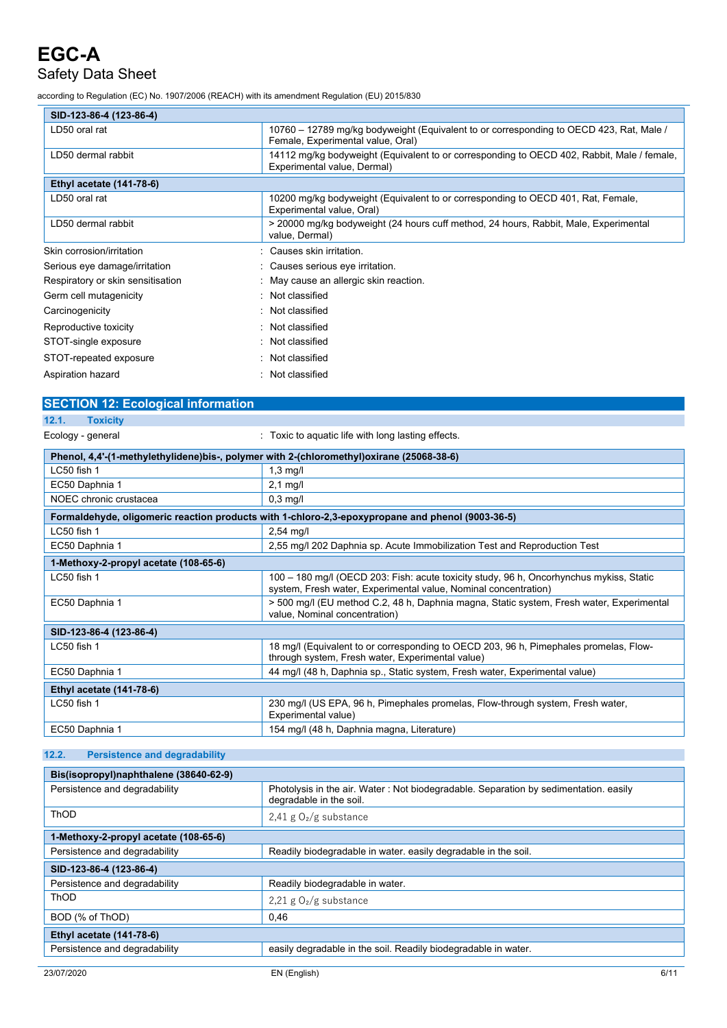| SID-123-86-4 (123-86-4) | |
|---|---|
| LD50 oral rat | 10760 – 12789 mg/kg bodyweight (Equivalent to or corresponding to OECD 423, Rat, Male / Female, Experimental value, Oral) |
| LD50 dermal rabbit | 14112 mg/kg bodyweight (Equivalent to or corresponding to OECD 402, Rabbit, Male / female, Experimental value, Dermal) |
| **Ethyl acetate (141-78-6)** | |
| LD50 oral rat | 10200 mg/kg bodyweight (Equivalent to or corresponding to OECD 401, Rat, Female, Experimental value, Oral) |
| LD50 dermal rabbit | > 20000 mg/kg bodyweight (24 hours cuff method, 24 hours, Rabbit, Male, Experimental value, Dermal) |

Skin corrosion/irritation : Causes skin irritation.

Serious eye damage/irritation : Causes serious eye irritation.

Respiratory or skin sensitisation : May cause an allergic skin reaction.

Germ cell mutagenicity : Not classified

Carcinogenicity : Not classified

Reproductive toxicity : Not classified

STOT-single exposure : Not classified

STOT-repeated exposure : Not classified

Aspiration hazard : Not classified

## SECTION 12: Ecological information

### 12.1. Toxicity

Ecology - general : Toxic to aquatic life with long lasting effects.

| Phenol, 4,4'-(1-methylethylidene)bis-, polymer with 2-(chloromethyl)oxirane (25068-38-6) | |
|---|---|
| LC50 fish 1 | 1,3 mg/l |
| EC50 Daphnia 1 | 2,1 mg/l |
| NOEC chronic crustacea | 0,3 mg/l |
| **Formaldehyde, oligomeric reaction products with 1-chloro-2,3-epoxypropane and phenol (9003-36-5)** | |
| LC50 fish 1 | 2,54 mg/l |
| EC50 Daphnia 1 | 2,55 mg/l 202 Daphnia sp. Acute Immobilization Test and Reproduction Test |
| **1-Methoxy-2-propyl acetate (108-65-6)** | |
| LC50 fish 1 | 100 – 180 mg/l (OECD 203: Fish: acute toxicity study, 96 h, Oncorhynchus mykiss, Static system, Fresh water, Experimental value, Nominal concentration) |
| EC50 Daphnia 1 | > 500 mg/l (EU method C.2, 48 h, Daphnia magna, Static system, Fresh water, Experimental value, Nominal concentration) |
| **SID-123-86-4 (123-86-4)** | |
| LC50 fish 1 | 18 mg/l (Equivalent to or corresponding to OECD 203, 96 h, Pimephales promelas, Flow-through system, Fresh water, Experimental value) |
| EC50 Daphnia 1 | 44 mg/l (48 h, Daphnia sp., Static system, Fresh water, Experimental value) |
| **Ethyl acetate (141-78-6)** | |
| LC50 fish 1 | 230 mg/l (US EPA, 96 h, Pimephales promelas, Flow-through system, Fresh water, Experimental value) |
| EC50 Daphnia 1 | 154 mg/l (48 h, Daphnia magna, Literature) |

### 12.2. Persistence and degradability

| Bis(isopropyl)naphthalene (38640-62-9) | |
|---|---|
| Persistence and degradability | Photolysis in the air. Water : Not biodegradable. Separation by sedimentation. easily degradable in the soil. |
| ThOD | 2,41 g $O_2$/g substance |
| **1-Methoxy-2-propyl acetate (108-65-6)** | |
| Persistence and degradability | Readily biodegradable in water. easily degradable in the soil. |
| **SID-123-86-4 (123-86-4)** | |
| Persistence and degradability | Readily biodegradable in water. |
| ThOD | 2,21 g $O_2$/g substance |
| BOD (% of ThOD) | 0,46 |
| **Ethyl acetate (141-78-6)** | |
| Persistence and degradability | easily degradable in the soil. Readily biodegradable in water. |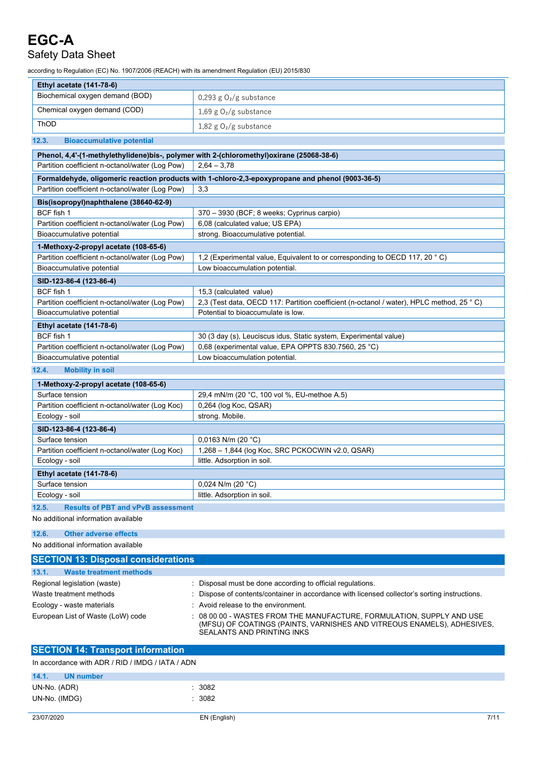| Ethyl acetate (141-78-6) | |
|---|---|
| Biochemical oxygen demand (BOD) | 0,293 g $O_2$/g substance |
| Chemical oxygen demand (COD) | 1,69 g $O_2$/g substance |
| ThOD | 1,82 g $O_2$/g substance |

### 12.3. Bioaccumulative potential

| Phenol, 4,4'-(1-methylethylidene)bis-, polymer with 2-(chloromethyl)oxirane (25068-38-6) | |
|---|---|
| Partition coefficient n-octanol/water (Log Pow) | 2,64 – 3,78 |

| Formaldehyde, oligomeric reaction products with 1-chloro-2,3-epoxypropane and phenol (9003-36-5) | |
|---|---|
| Partition coefficient n-octanol/water (Log Pow) | 3,3 |

| Bis(isopropyl)naphthalene (38640-62-9) | |
|---|---|
| BCF fish 1 | 370 – 3930 (BCF; 8 weeks; Cyprinus carpio) |
| Partition coefficient n-octanol/water (Log Pow) | 6,08 (calculated value; US EPA) |
| Bioaccumulative potential | strong. Bioaccumulative potential. |

| 1-Methoxy-2-propyl acetate (108-65-6) | |
|---|---|
| Partition coefficient n-octanol/water (Log Pow) | 1,2 (Experimental value, Equivalent to or corresponding to OECD 117, 20 ° C) |
| Bioaccumulative potential | Low bioaccumulation potential. |

| SID-123-86-4 (123-86-4) | |
|---|---|
| BCF fish 1 | 15,3 (calculated value) |
| Partition coefficient n-octanol/water (Log Pow) | 2,3 (Test data, OECD 117: Partition coefficient (n-octanol / water), HPLC method, 25 ° C) |
| Bioaccumulative potential | Potential to bioaccumulate is low. |

| Ethyl acetate (141-78-6) | |
|---|---|
| BCF fish 1 | 30 (3 day (s), Leuciscus idus, Static system, Experimental value) |
| Partition coefficient n-octanol/water (Log Pow) | 0,68 (experimental value, EPA OPPTS 830.7560, 25 °C) |
| Bioaccumulative potential | Low bioaccumulation potential. |

### 12.4. Mobility in soil

| 1-Methoxy-2-propyl acetate (108-65-6) | |
|---|---|
| Surface tension | 29,4 mN/m (20 °C, 100 vol %, EU-methoe A.5) |
| Partition coefficient n-octanol/water (Log Koc) | 0,264 (log Koc, QSAR) |
| Ecology - soil | strong. Mobile. |

| SID-123-86-4 (123-86-4) | |
|---|---|
| Surface tension | 0,0163 N/m (20 °C) |
| Partition coefficient n-octanol/water (Log Koc) | 1,268 – 1,844 (log Koc, SRC PCKOCWIN v2.0, QSAR) |
| Ecology - soil | little. Adsorption in soil. |

| Ethyl acetate (141-78-6) | |
|---|---|
| Surface tension | 0,024 N/m (20 °C) |
| Ecology - soil | little. Adsorption in soil. |

### 12.5. Results of PBT and vPvB assessment

No additional information available

### 12.6. Other adverse effects

No additional information available

## SECTION 13: Disposal considerations

### 13.1. Waste treatment methods

Regional legislation (waste) : Disposal must be done according to official regulations.

Waste treatment methods : Dispose of contents/container in accordance with licensed collector's sorting instructions.

Ecology - waste materials : Avoid release to the environment.

European List of Waste (LoW) code : 08 00 00 - WASTES FROM THE MANUFACTURE, FORMULATION, SUPPLY AND USE (MFSU) OF COATINGS (PAINTS, VARNISHES AND VITREOUS ENAMELS), ADHESIVES, SEALANTS AND PRINTING INKS

## SECTION 14: Transport information

In accordance with ADR / RID / IMDG / IATA / ADN

### 14.1. UN number

UN-No. (ADR) : 3082

UN-No. (IMDG) : 3082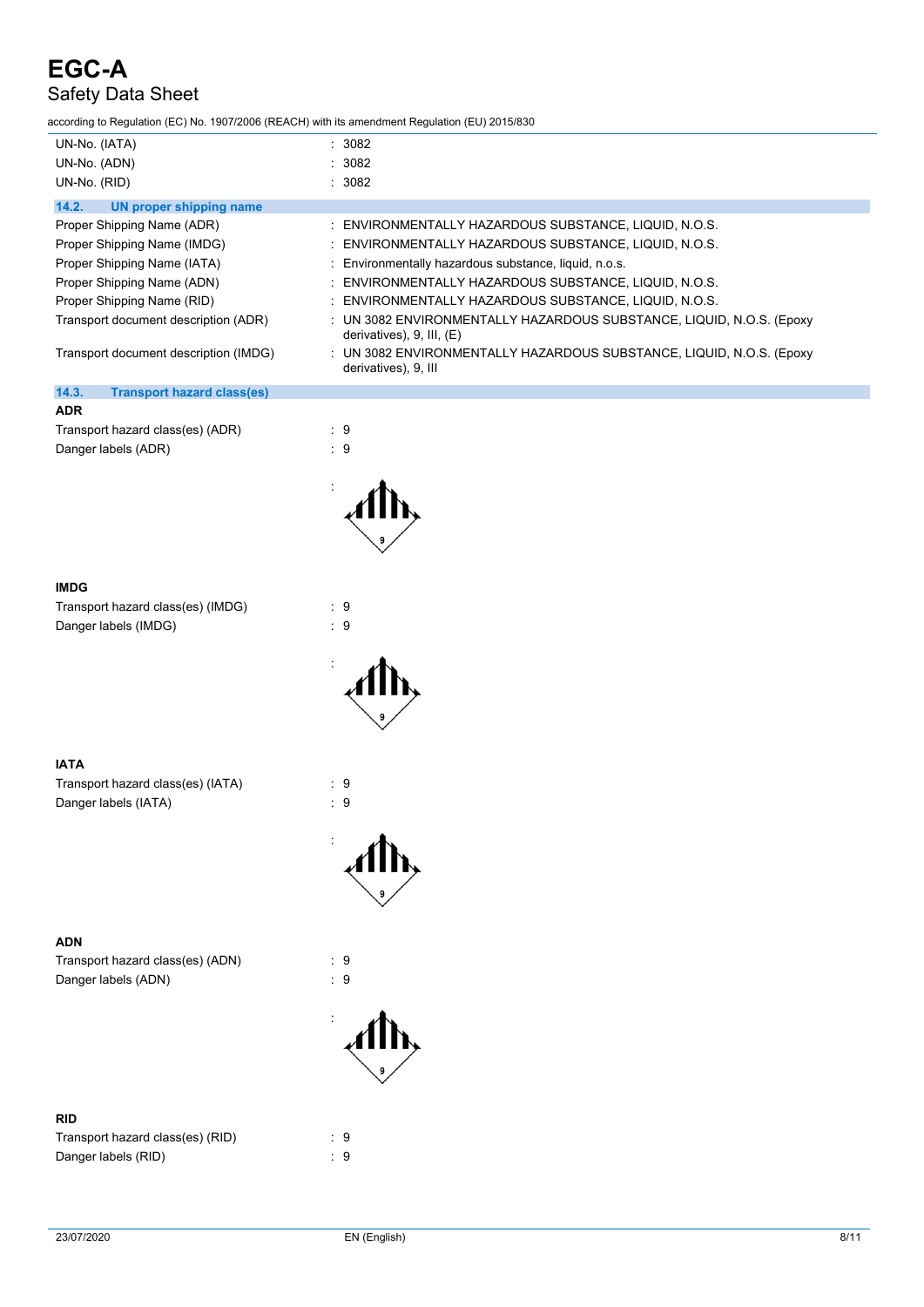| | |
|---|---|
| UN-No. (IATA) | : 3082 |
| UN-No. (ADN) | : 3082 |
| UN-No. (RID) | : 3082 |

### 14.2. UN proper shipping name

| | |
|---|---|
| Proper Shipping Name (ADR) | : ENVIRONMENTALLY HAZARDOUS SUBSTANCE, LIQUID, N.O.S. |
| Proper Shipping Name (IMDG) | : ENVIRONMENTALLY HAZARDOUS SUBSTANCE, LIQUID, N.O.S. |
| Proper Shipping Name (IATA) | : Environmentally hazardous substance, liquid, n.o.s. |
| Proper Shipping Name (ADN) | : ENVIRONMENTALLY HAZARDOUS SUBSTANCE, LIQUID, N.O.S. |
| Proper Shipping Name (RID) | : ENVIRONMENTALLY HAZARDOUS SUBSTANCE, LIQUID, N.O.S. |
| Transport document description (ADR) | : UN 3082 ENVIRONMENTALLY HAZARDOUS SUBSTANCE, LIQUID, N.O.S. (Epoxy derivatives), 9, III, (E) |
| Transport document description (IMDG) | : UN 3082 ENVIRONMENTALLY HAZARDOUS SUBSTANCE, LIQUID, N.O.S. (Epoxy derivatives), 9, III |

### 14.3. Transport hazard class(es)

**ADR**

| | |
|---|---|
| Transport hazard class(es) (ADR) | : 9 |
| Danger labels (ADR) | : 9 |

:

**IMDG**

| | |
|---|---|
| Transport hazard class(es) (IMDG) | : 9 |
| Danger labels (IMDG) | : 9 |

:

**IATA**

| | |
|---|---|
| Transport hazard class(es) (IATA) | : 9 |
| Danger labels (IATA) | : 9 |

:

**ADN**

| | |
|---|---|
| Transport hazard class(es) (ADN) | : 9 |
| Danger labels (ADN) | : 9 |

:

**RID**

| | |
|---|---|
| Transport hazard class(es) (RID) | : 9 |
| Danger labels (RID) | : 9 |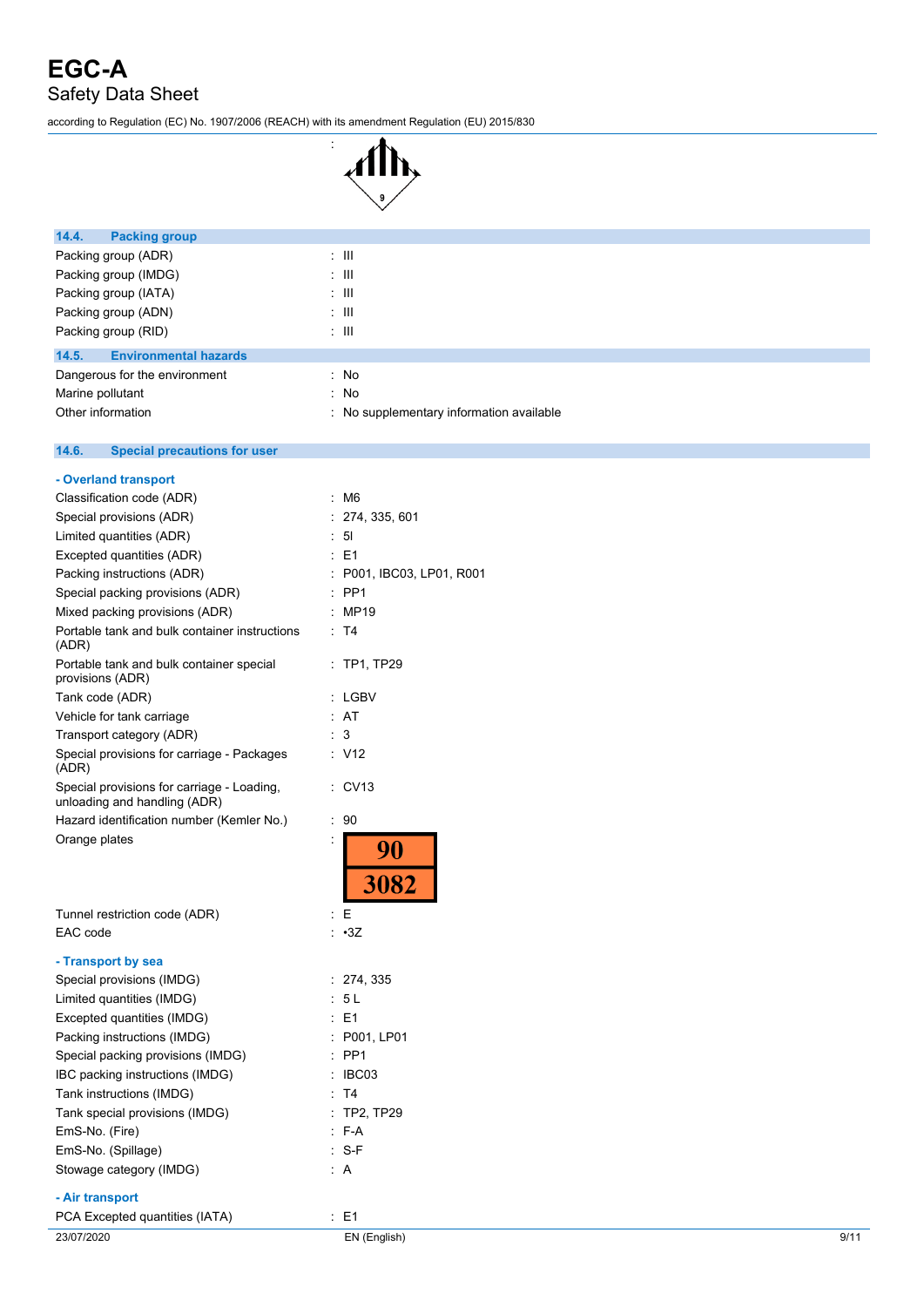:

### 14.4. Packing group

| | |
|---|---|
| Packing group (ADR) | : III |
| Packing group (IMDG) | : III |
| Packing group (IATA) | : III |
| Packing group (ADN) | : III |
| Packing group (RID) | : III |

### 14.5. Environmental hazards

| | |
|---|---|
| Dangerous for the environment | : No |
| Marine pollutant | : No |
| Other information | : No supplementary information available |

### 14.6. Special precautions for user

**- Overland transport**

| | |
|---|---|
| Classification code (ADR) | : M6 |
| Special provisions (ADR) | : 274, 335, 601 |
| Limited quantities (ADR) | : 5l |
| Excepted quantities (ADR) | : E1 |
| Packing instructions (ADR) | : P001, IBC03, LP01, R001 |
| Special packing provisions (ADR) | : PP1 |
| Mixed packing provisions (ADR) | : MP19 |
| Portable tank and bulk container instructions (ADR) | : T4 |
| Portable tank and bulk container special provisions (ADR) | : TP1, TP29 |
| Tank code (ADR) | : LGBV |
| Vehicle for tank carriage | : AT |
| Transport category (ADR) | : 3 |
| Special provisions for carriage - Packages (ADR) | : V12 |
| Special provisions for carriage - Loading, unloading and handling (ADR) | : CV13 |
| Hazard identification number (Kemler No.) | : 90 |
| Orange plates | : 90 / 3082 |
| Tunnel restriction code (ADR) | : E |
| EAC code | : •3Z |

**- Transport by sea**

| | |
|---|---|
| Special provisions (IMDG) | : 274, 335 |
| Limited quantities (IMDG) | : 5 L |
| Excepted quantities (IMDG) | : E1 |
| Packing instructions (IMDG) | : P001, LP01 |
| Special packing provisions (IMDG) | : PP1 |
| IBC packing instructions (IMDG) | : IBC03 |
| Tank instructions (IMDG) | : T4 |
| Tank special provisions (IMDG) | : TP2, TP29 |
| EmS-No. (Fire) | : F-A |
| EmS-No. (Spillage) | : S-F |
| Stowage category (IMDG) | : A |

**- Air transport**

| | |
|---|---|
| PCA Excepted quantities (IATA) | : E1 |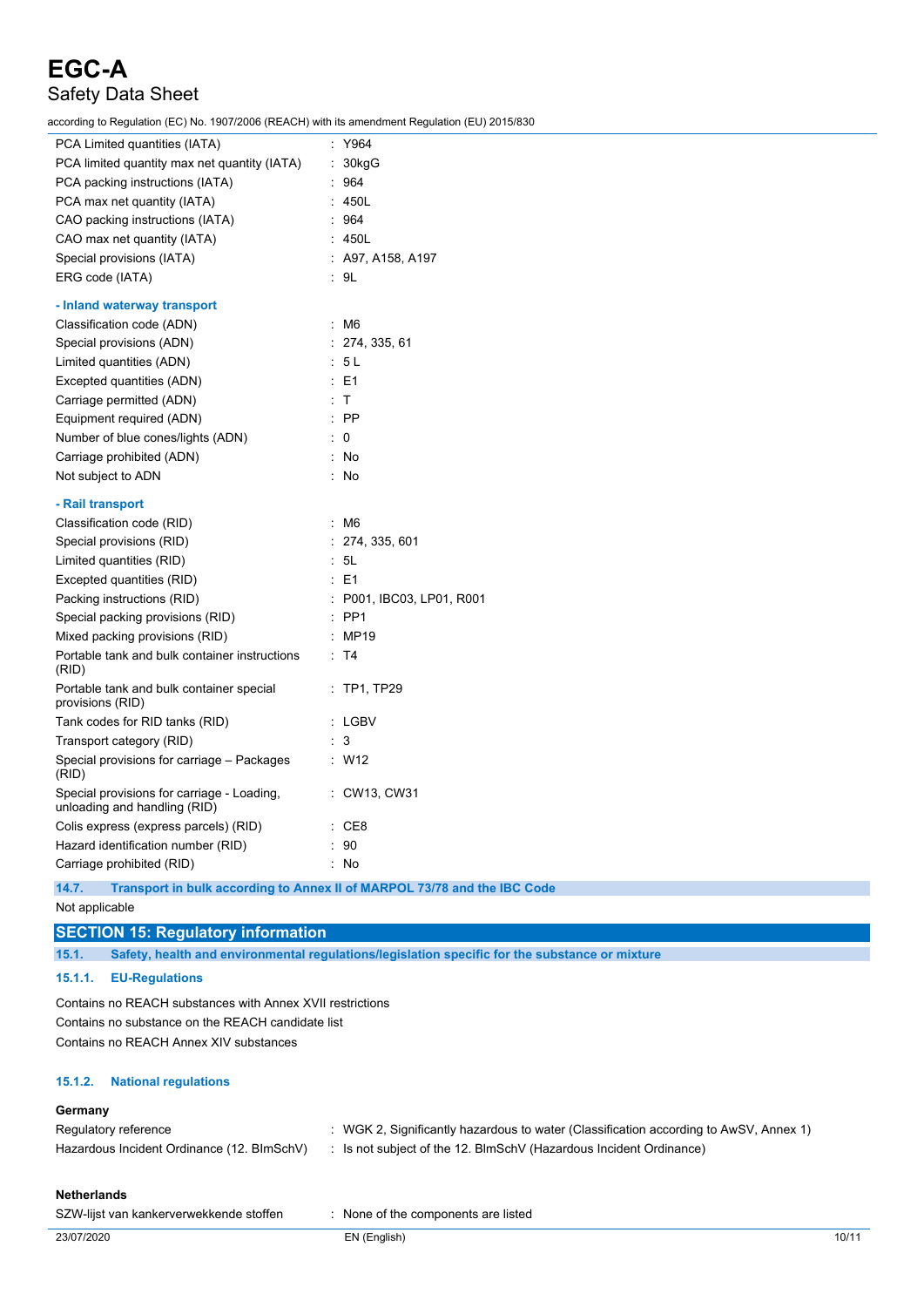| | |
|---|---|
| PCA Limited quantities (IATA) | : Y964 |
| PCA limited quantity max net quantity (IATA) | : 30kgG |
| PCA packing instructions (IATA) | : 964 |
| PCA max net quantity (IATA) | : 450L |
| CAO packing instructions (IATA) | : 964 |
| CAO max net quantity (IATA) | : 450L |
| Special provisions (IATA) | : A97, A158, A197 |
| ERG code (IATA) | : 9L |

**- Inland waterway transport**

| | |
|---|---|
| Classification code (ADN) | : M6 |
| Special provisions (ADN) | : 274, 335, 61 |
| Limited quantities (ADN) | : 5 L |
| Excepted quantities (ADN) | : E1 |
| Carriage permitted (ADN) | : T |
| Equipment required (ADN) | : PP |
| Number of blue cones/lights (ADN) | : 0 |
| Carriage prohibited (ADN) | : No |
| Not subject to ADN | : No |

**- Rail transport**

| | |
|---|---|
| Classification code (RID) | : M6 |
| Special provisions (RID) | : 274, 335, 601 |
| Limited quantities (RID) | : 5L |
| Excepted quantities (RID) | : E1 |
| Packing instructions (RID) | : P001, IBC03, LP01, R001 |
| Special packing provisions (RID) | : PP1 |
| Mixed packing provisions (RID) | : MP19 |
| Portable tank and bulk container instructions (RID) | : T4 |
| Portable tank and bulk container special provisions (RID) | : TP1, TP29 |
| Tank codes for RID tanks (RID) | : LGBV |
| Transport category (RID) | : 3 |
| Special provisions for carriage – Packages (RID) | : W12 |
| Special provisions for carriage - Loading, unloading and handling (RID) | : CW13, CW31 |
| Colis express (express parcels) (RID) | : CE8 |
| Hazard identification number (RID) | : 90 |
| Carriage prohibited (RID) | : No |

### 14.7. Transport in bulk according to Annex II of MARPOL 73/78 and the IBC Code

Not applicable

## SECTION 15: Regulatory information

### 15.1. Safety, health and environmental regulations/legislation specific for the substance or mixture

#### 15.1.1. EU-Regulations

Contains no REACH substances with Annex XVII restrictions
Contains no substance on the REACH candidate list
Contains no REACH Annex XIV substances

#### 15.1.2. National regulations

**Germany**

| | |
|---|---|
| Regulatory reference | : WGK 2, Significantly hazardous to water (Classification according to AwSV, Annex 1) |
| Hazardous Incident Ordinance (12. BImSchV) | : Is not subject of the 12. BImSchV (Hazardous Incident Ordinance) |

**Netherlands**

| | |
|---|---|
| SZW-lijst van kankerverwekkende stoffen | : None of the components are listed |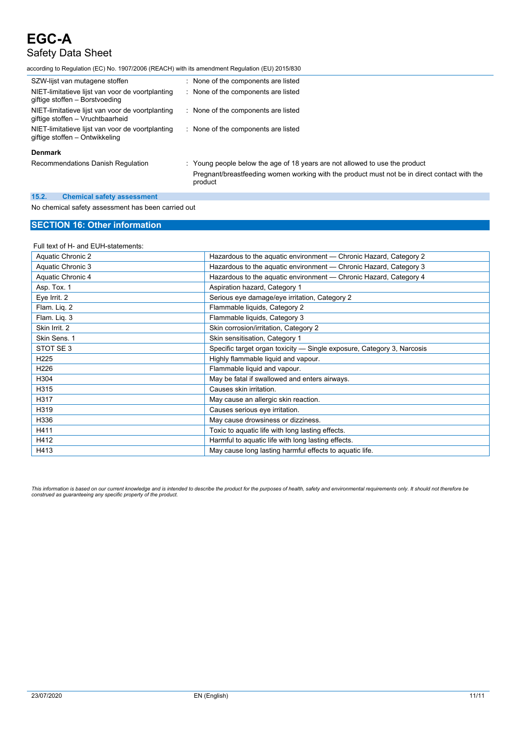| | |
|---|---|
| SZW-lijst van mutagene stoffen | : None of the components are listed |
| NIET-limitatieve lijst van voor de voortplanting giftige stoffen – Borstvoeding | : None of the components are listed |
| NIET-limitatieve lijst van voor de voortplanting giftige stoffen – Vruchtbaarheid | : None of the components are listed |
| NIET-limitatieve lijst van voor de voortplanting giftige stoffen – Ontwikkeling | : None of the components are listed |

**Denmark**

| | |
|---|---|
| Recommendations Danish Regulation | : Young people below the age of 18 years are not allowed to use the product<br>Pregnant/breastfeeding women working with the product must not be in direct contact with the product |

### 15.2. Chemical safety assessment

No chemical safety assessment has been carried out

## SECTION 16: Other information

Full text of H- and EUH-statements:

| | |
|---|---|
| Aquatic Chronic 2 | Hazardous to the aquatic environment — Chronic Hazard, Category 2 |
| Aquatic Chronic 3 | Hazardous to the aquatic environment — Chronic Hazard, Category 3 |
| Aquatic Chronic 4 | Hazardous to the aquatic environment — Chronic Hazard, Category 4 |
| Asp. Tox. 1 | Aspiration hazard, Category 1 |
| Eye Irrit. 2 | Serious eye damage/eye irritation, Category 2 |
| Flam. Liq. 2 | Flammable liquids, Category 2 |
| Flam. Liq. 3 | Flammable liquids, Category 3 |
| Skin Irrit. 2 | Skin corrosion/irritation, Category 2 |
| Skin Sens. 1 | Skin sensitisation, Category 1 |
| STOT SE 3 | Specific target organ toxicity — Single exposure, Category 3, Narcosis |
| H225 | Highly flammable liquid and vapour. |
| H226 | Flammable liquid and vapour. |
| H304 | May be fatal if swallowed and enters airways. |
| H315 | Causes skin irritation. |
| H317 | May cause an allergic skin reaction. |
| H319 | Causes serious eye irritation. |
| H336 | May cause drowsiness or dizziness. |
| H411 | Toxic to aquatic life with long lasting effects. |
| H412 | Harmful to aquatic life with long lasting effects. |
| H413 | May cause long lasting harmful effects to aquatic life. |

*This information is based on our current knowledge and is intended to describe the product for the purposes of health, safety and environmental requirements only. It should not therefore be construed as guaranteeing any specific property of the product.*